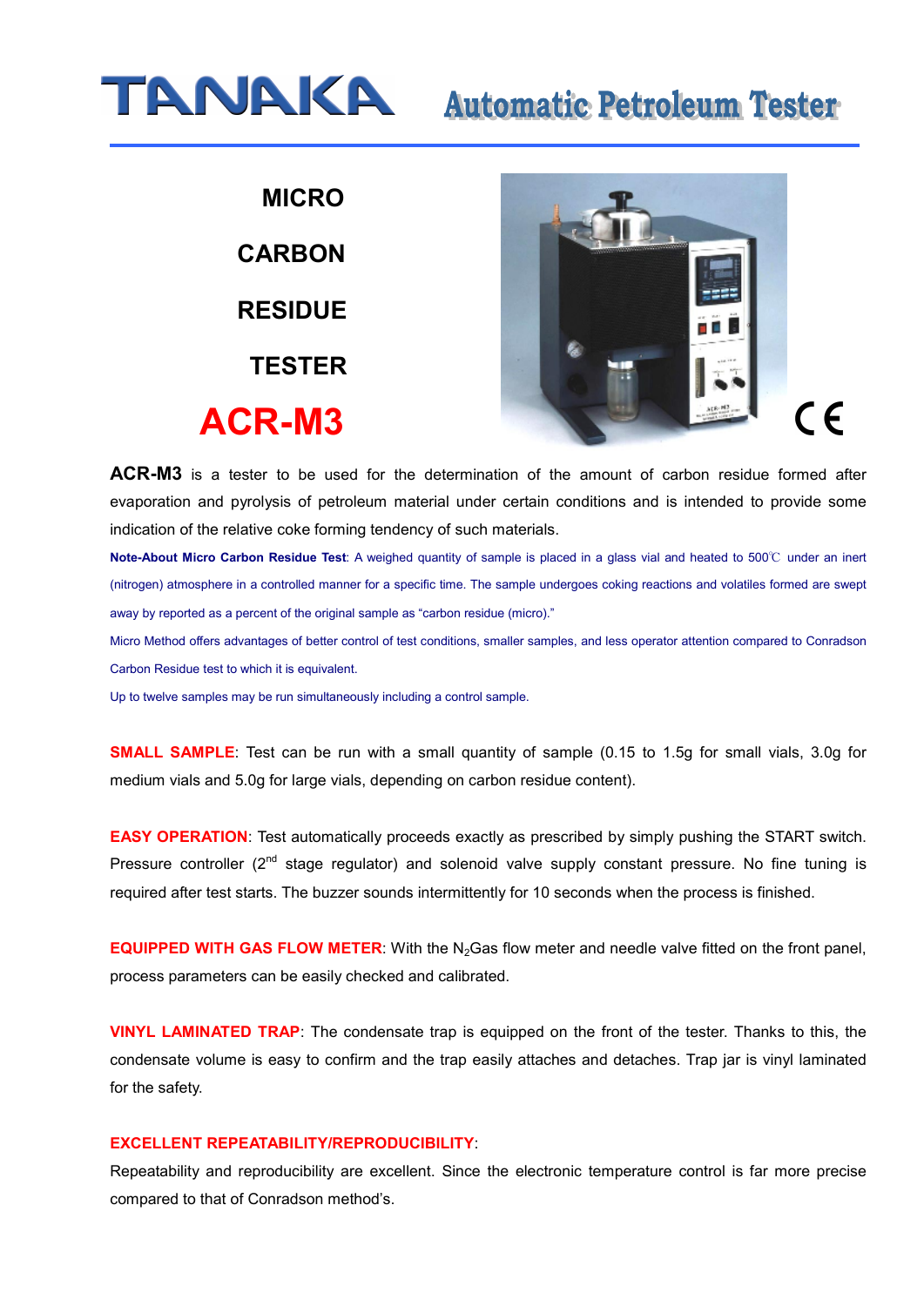# TANAKA Automatic Petroleum Tester

## MICRO CARBON RESIDUE TESTER

# ACR-M3

**ACR-M3** is a tester to be used for the determination of the amount of carbon residue formed after evaporation and pyrolysis of petroleum material under certain conditions and is intended to provide some indication of the relative coke forming tendency of such materials.

**Note-About Micro Carbon Residue Test**: A weighed quantity of sample is placed in a glass vial and heated to 500℃ under an inert (nitrogen) atmosphere in a controlled manner for a specific time. The sample undergoes coking reactions and volatiles formed are swept away by reported as a percent of the original sample as "carbon residue (micro)."

Micro Method offers advantages of better control of test conditions, smaller samples, and less operator attention compared to Conradson Carbon Residue test to which it is equivalent.

Up to twelve samples may be run simultaneously including a control sample.

**SMALL SAMPLE**: Test can be run with a small quantity of sample (0.15 to 1.5g for small vials, 3.0g for medium vials and 5.0g for large vials, depending on carbon residue content).

**EASY OPERATION**: Test automatically proceeds exactly as prescribed by simply pushing the START switch. Pressure controller (2nd stage regulator) and solenoid valve supply constant pressure. No fine tuning is required after test starts. The buzzer sounds intermittently for 10 seconds when the process is finished.

**EQUIPPED WITH GAS FLOW METER**: With the $N_2$Gas flow meter and needle valve fitted on the front panel, process parameters can be easily checked and calibrated.

**VINYL LAMINATED TRAP**: The condensate trap is equipped on the front of the tester. Thanks to this, the condensate volume is easy to confirm and the trap easily attaches and detaches. Trap jar is vinyl laminated for the safety.

**EXCELLENT REPEATABILITY/REPRODUCIBILITY**:

Repeatability and reproducibility are excellent. Since the electronic temperature control is far more precise compared to that of Conradson method's.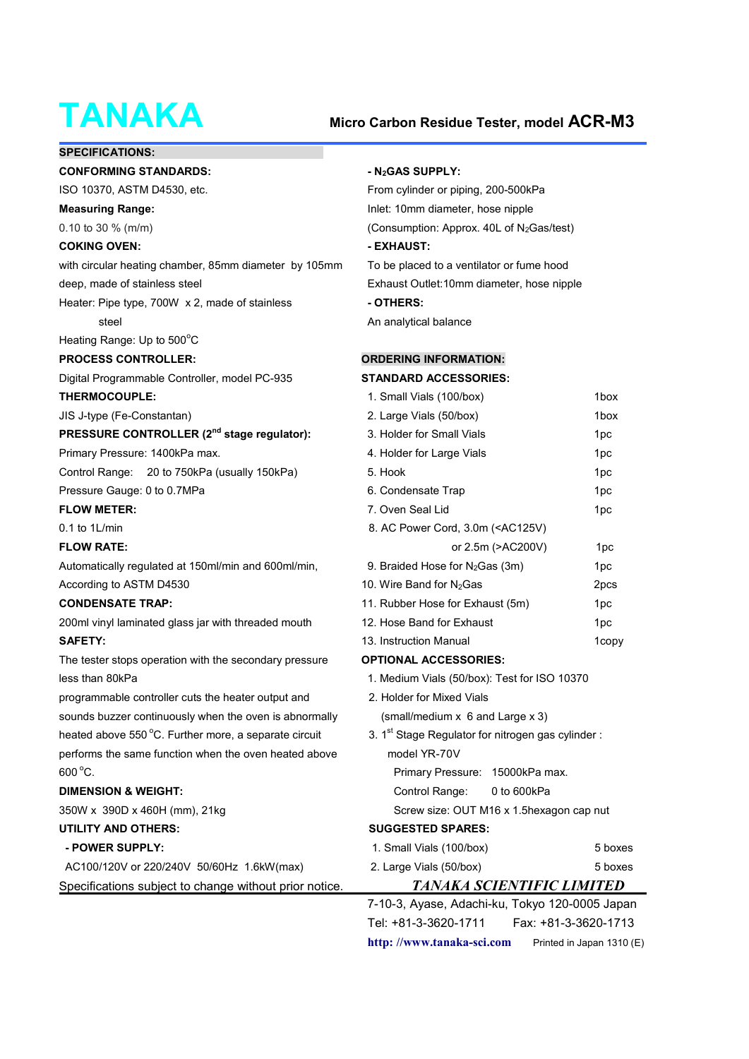# TANAKA

## Micro Carbon Residue Tester, model ACR-M3

### SPECIFICATIONS:

**CONFORMING STANDARDS:**

ISO 10370, ASTM D4530, etc.

**Measuring Range:**

0.10 to 30 % (m/m)

**COKING OVEN:**

with circular heating chamber, 85mm diameter by 105mm deep, made of stainless steel

Heater: Pipe type, 700W x 2, made of stainless steel

Heating Range: Up to 500°C

**PROCESS CONTROLLER:**

Digital Programmable Controller, model PC-935

**THERMOCOUPLE:**

JIS J-type (Fe-Constantan)

**PRESSURE CONTROLLER (2nd stage regulator):**

Primary Pressure: 1400kPa max.

Control Range: 20 to 750kPa (usually 150kPa)

Pressure Gauge: 0 to 0.7MPa

**FLOW METER:**

0.1 to 1L/min

**FLOW RATE:**

Automatically regulated at 150ml/min and 600ml/min, According to ASTM D4530

**CONDENSATE TRAP:**

200ml vinyl laminated glass jar with threaded mouth

**SAFETY:**

The tester stops operation with the secondary pressure less than 80kPa

programmable controller cuts the heater output and sounds buzzer continuously when the oven is abnormally heated above 550°C. Further more, a separate circuit performs the same function when the oven heated above 600°C.

**DIMENSION & WEIGHT:**

350W x 390D x 460H (mm), 21kg

**UTILITY AND OTHERS:**

**- POWER SUPPLY:**

AC100/120V or 220/240V 50/60Hz 1.6kW(max)

**- $N_2$GAS SUPPLY:**

From cylinder or piping, 200-500kPa

Inlet: 10mm diameter, hose nipple

(Consumption: Approx. 40L of $N_2$Gas/test)

**- EXHAUST:**

To be placed to a ventilator or fume hood

Exhaust Outlet:10mm diameter, hose nipple

**- OTHERS:**

An analytical balance

### ORDERING INFORMATION:

**STANDARD ACCESSORIES:**

| | | |
|---|---|---|
| 1. | Small Vials (100/box) | 1box |
| 2. | Large Vials (50/box) | 1box |
| 3. | Holder for Small Vials | 1pc |
| 4. | Holder for Large Vials | 1pc |
| 5. | Hook | 1pc |
| 6. | Condensate Trap | 1pc |
| 7. | Oven Seal Lid | 1pc |
| 8. | AC Power Cord, 3.0m (<AC125V) or 2.5m (>AC200V) | 1pc |
| 9. | Braided Hose for $N_2$Gas (3m) | 1pc |
| 10. | Wire Band for $N_2$Gas | 2pcs |
| 11. | Rubber Hose for Exhaust (5m) | 1pc |
| 12. | Hose Band for Exhaust | 1pc |
| 13. | Instruction Manual | 1copy |

**OPTIONAL ACCESSORIES:**

1. Medium Vials (50/box): Test for ISO 10370
2. Holder for Mixed Vials (small/medium x 6 and Large x 3)
3. 1st Stage Regulator for nitrogen gas cylinder : model YR-70V
   - Primary Pressure: 15000kPa max.
   - Control Range: 0 to 600kPa
   - Screw size: OUT M16 x 1.5hexagon cap nut

**SUGGESTED SPARES:**

| | | |
|---|---|---|
| 1. | Small Vials (100/box) | 5 boxes |
| 2. | Large Vials (50/box) | 5 boxes |

Specifications subject to change without prior notice.

***TANAKA SCIENTIFIC LIMITED***

7-10-3, Ayase, Adachi-ku, Tokyo 120-0005 Japan

Tel: +81-3-3620-1711 Fax: +81-3-3620-1713

http: //www.tanaka-sci.com Printed in Japan 1310 (E)